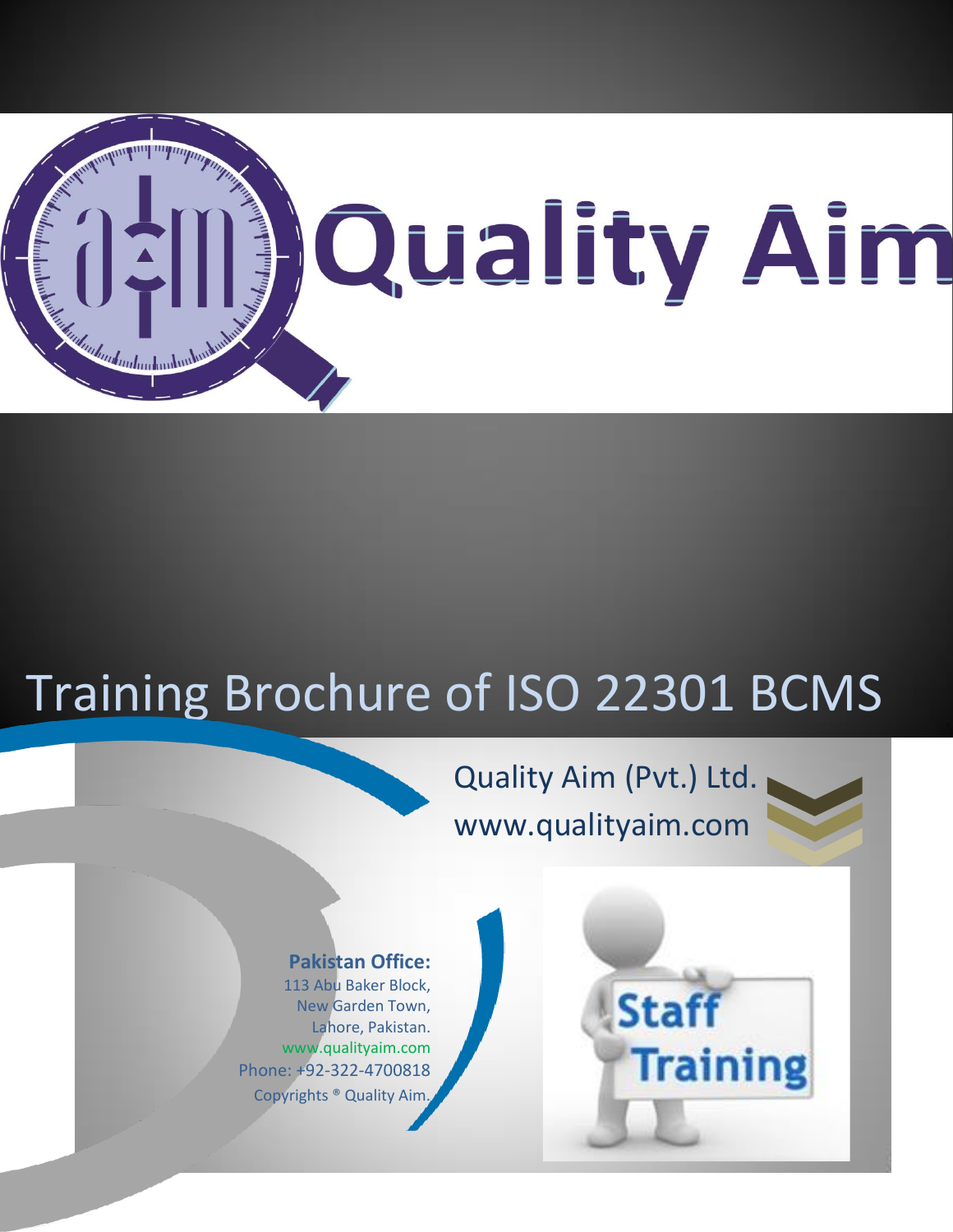# Quality Aim

# Training Brochure of ISO 22301 BCMS

Quality Aim (Pvt.) Ltd.
www.qualityaim.com

**Pakistan Office:**
113 Abu Baker Block,
New Garden Town,
Lahore, Pakistan.
www.qualityaim.com
Phone: +92-322-4700818
Copyrights ® Quality Aim.

Staff Training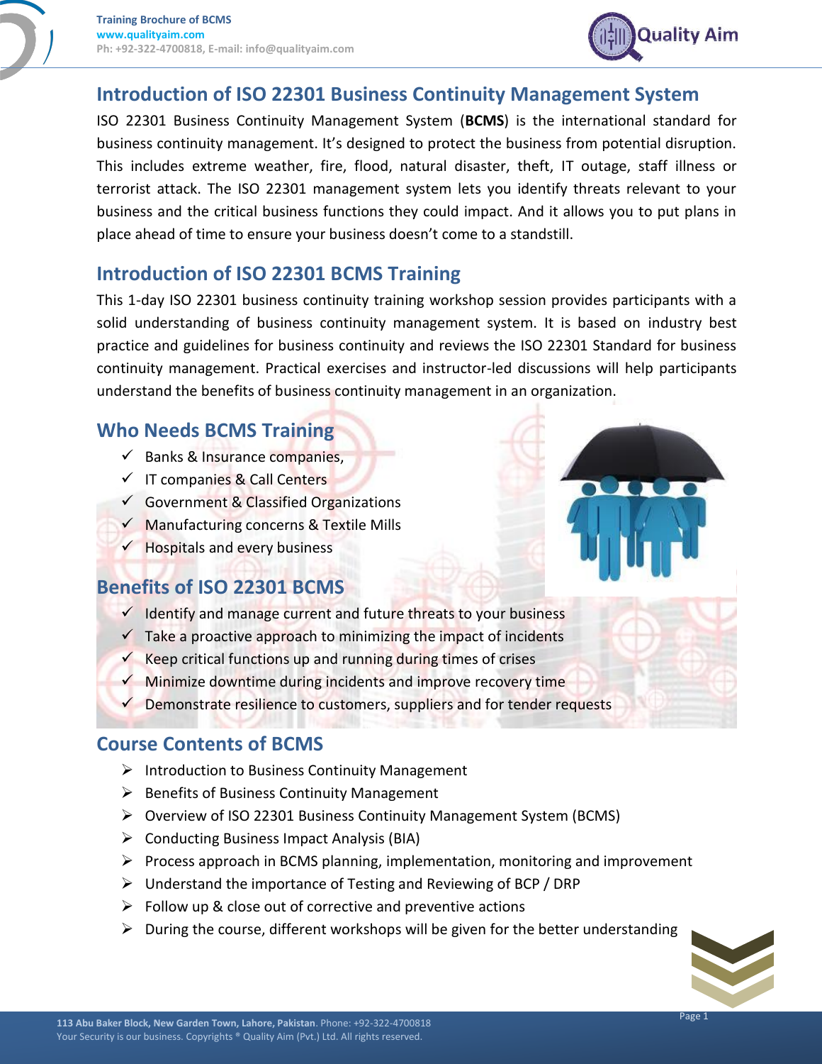## Introduction of ISO 22301 Business Continuity Management System

ISO 22301 Business Continuity Management System (**BCMS**) is the international standard for business continuity management. It's designed to protect the business from potential disruption. This includes extreme weather, fire, flood, natural disaster, theft, IT outage, staff illness or terrorist attack. The ISO 22301 management system lets you identify threats relevant to your business and the critical business functions they could impact. And it allows you to put plans in place ahead of time to ensure your business doesn't come to a standstill.

## Introduction of ISO 22301 BCMS Training

This 1-day ISO 22301 business continuity training workshop session provides participants with a solid understanding of business continuity management system. It is based on industry best practice and guidelines for business continuity and reviews the ISO 22301 Standard for business continuity management. Practical exercises and instructor-led discussions will help participants understand the benefits of business continuity management in an organization.

## Who Needs BCMS Training

- ✓ Banks & Insurance companies,
- ✓ IT companies & Call Centers
- ✓ Government & Classified Organizations
- ✓ Manufacturing concerns & Textile Mills
- ✓ Hospitals and every business

## Benefits of ISO 22301 BCMS

- ✓ Identify and manage current and future threats to your business
- ✓ Take a proactive approach to minimizing the impact of incidents
- ✓ Keep critical functions up and running during times of crises
- ✓ Minimize downtime during incidents and improve recovery time
- ✓ Demonstrate resilience to customers, suppliers and for tender requests

## Course Contents of BCMS

- ➢ Introduction to Business Continuity Management
- ➢ Benefits of Business Continuity Management
- ➢ Overview of ISO 22301 Business Continuity Management System (BCMS)
- ➢ Conducting Business Impact Analysis (BIA)
- ➢ Process approach in BCMS planning, implementation, monitoring and improvement
- ➢ Understand the importance of Testing and Reviewing of BCP / DRP
- ➢ Follow up & close out of corrective and preventive actions
- ➢ During the course, different workshops will be given for the better understanding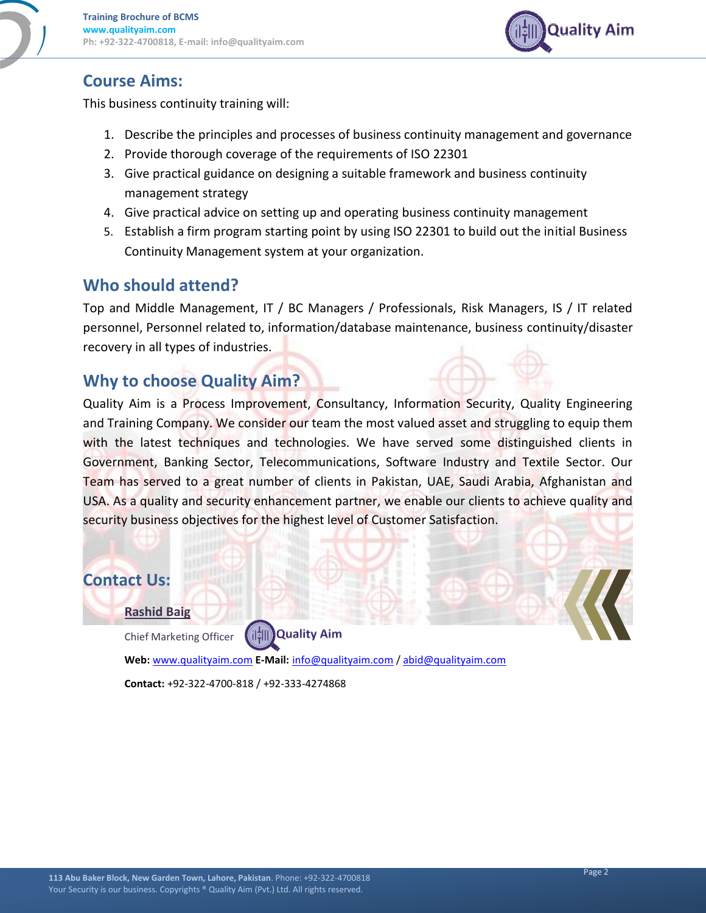## Course Aims:

This business continuity training will:

1. Describe the principles and processes of business continuity management and governance
2. Provide thorough coverage of the requirements of ISO 22301
3. Give practical guidance on designing a suitable framework and business continuity management strategy
4. Give practical advice on setting up and operating business continuity management
5. Establish a firm program starting point by using ISO 22301 to build out the initial Business Continuity Management system at your organization.

## Who should attend?

Top and Middle Management, IT / BC Managers / Professionals, Risk Managers, IS / IT related personnel, Personnel related to, information/database maintenance, business continuity/disaster recovery in all types of industries.

## Why to choose Quality Aim?

Quality Aim is a Process Improvement, Consultancy, Information Security, Quality Engineering and Training Company. We consider our team the most valued asset and struggling to equip them with the latest techniques and technologies. We have served some distinguished clients in Government, Banking Sector, Telecommunications, Software Industry and Textile Sector. Our Team has served to a great number of clients in Pakistan, UAE, Saudi Arabia, Afghanistan and USA. As a quality and security enhancement partner, we enable our clients to achieve quality and security business objectives for the highest level of Customer Satisfaction.

## Contact Us:

**Rashid Baig**

Chief Marketing Officer Quality Aim

**Web:** www.qualityaim.com **E-Mail:** info@qualityaim.com / abid@qualityaim.com

**Contact:** +92-322-4700-818 / +92-333-4274868